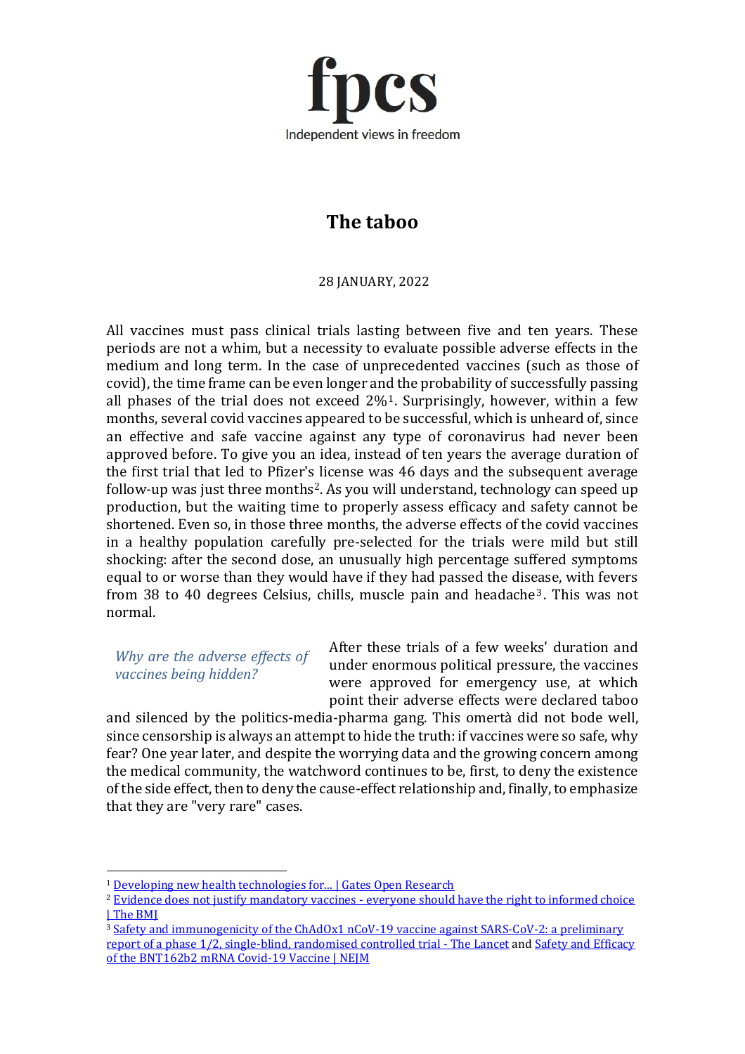fpcs

Independent views in freedom

# The taboo

28 JANUARY, 2022

All vaccines must pass clinical trials lasting between five and ten years. These periods are not a whim, but a necessity to evaluate possible adverse effects in the medium and long term. In the case of unprecedented vaccines (such as those of covid), the time frame can be even longer and the probability of successfully passing all phases of the trial does not exceed 2%[1]. Surprisingly, however, within a few months, several covid vaccines appeared to be successful, which is unheard of, since an effective and safe vaccine against any type of coronavirus had never been approved before. To give you an idea, instead of ten years the average duration of the first trial that led to Pfizer's license was 46 days and the subsequent average follow-up was just three months[2]. As you will understand, technology can speed up production, but the waiting time to properly assess efficacy and safety cannot be shortened. Even so, in those three months, the adverse effects of the covid vaccines in a healthy population carefully pre-selected for the trials were mild but still shocking: after the second dose, an unusually high percentage suffered symptoms equal to or worse than they would have if they had passed the disease, with fevers from 38 to 40 degrees Celsius, chills, muscle pain and headache[3]. This was not normal.

*Why are the adverse effects of vaccines being hidden?*

After these trials of a few weeks' duration and under enormous political pressure, the vaccines were approved for emergency use, at which point their adverse effects were declared taboo and silenced by the politics-media-pharma gang. This omertà did not bode well, since censorship is always an attempt to hide the truth: if vaccines were so safe, why fear? One year later, and despite the worrying data and the growing concern among the medical community, the watchword continues to be, first, to deny the existence of the side effect, then to deny the cause-effect relationship and, finally, to emphasize that they are "very rare" cases.

---

[1] Developing new health technologies for... | Gates Open Research

[2] Evidence does not justify mandatory vaccines - everyone should have the right to informed choice | The BMJ

[3] Safety and immunogenicity of the ChAdOx1 nCoV-19 vaccine against SARS-CoV-2: a preliminary report of a phase 1/2, single-blind, randomised controlled trial - The Lancet and Safety and Efficacy of the BNT162b2 mRNA Covid-19 Vaccine | NEJM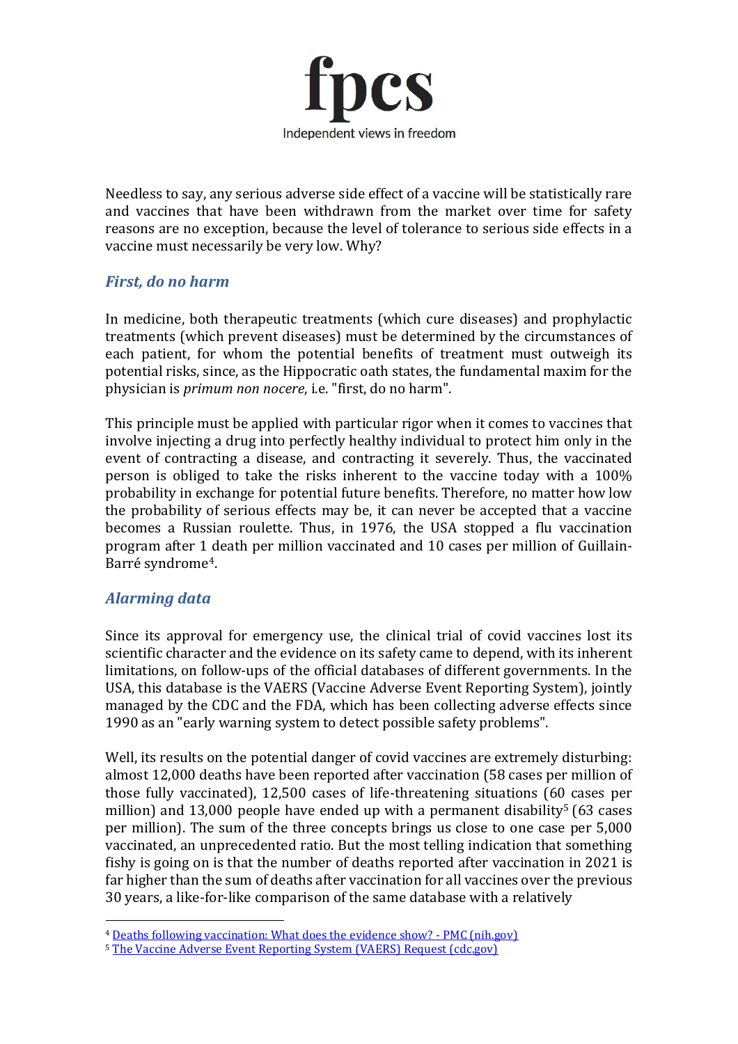Needless to say, any serious adverse side effect of a vaccine will be statistically rare and vaccines that have been withdrawn from the market over time for safety reasons are no exception, because the level of tolerance to serious side effects in a vaccine must necessarily be very low. Why?

## *First, do no harm*

In medicine, both therapeutic treatments (which cure diseases) and prophylactic treatments (which prevent diseases) must be determined by the circumstances of each patient, for whom the potential benefits of treatment must outweigh its potential risks, since, as the Hippocratic oath states, the fundamental maxim for the physician is *primum non nocere*, i.e. "first, do no harm".

This principle must be applied with particular rigor when it comes to vaccines that involve injecting a drug into perfectly healthy individual to protect him only in the event of contracting a disease, and contracting it severely. Thus, the vaccinated person is obliged to take the risks inherent to the vaccine today with a 100% probability in exchange for potential future benefits. Therefore, no matter how low the probability of serious effects may be, it can never be accepted that a vaccine becomes a Russian roulette. Thus, in 1976, the USA stopped a flu vaccination program after 1 death per million vaccinated and 10 cases per million of Guillain-Barré syndrome[4].

## *Alarming data*

Since its approval for emergency use, the clinical trial of covid vaccines lost its scientific character and the evidence on its safety came to depend, with its inherent limitations, on follow-ups of the official databases of different governments. In the USA, this database is the VAERS (Vaccine Adverse Event Reporting System), jointly managed by the CDC and the FDA, which has been collecting adverse effects since 1990 as an "early warning system to detect possible safety problems".

Well, its results on the potential danger of covid vaccines are extremely disturbing: almost 12,000 deaths have been reported after vaccination (58 cases per million of those fully vaccinated), 12,500 cases of life-threatening situations (60 cases per million) and 13,000 people have ended up with a permanent disability[5] (63 cases per million). The sum of the three concepts brings us close to one case per 5,000 vaccinated, an unprecedented ratio. But the most telling indication that something fishy is going on is that the number of deaths reported after vaccination in 2021 is far higher than the sum of deaths after vaccination for all vaccines over the previous 30 years, a like-for-like comparison of the same database with a relatively

[4] Deaths following vaccination: What does the evidence show? - PMC (nih.gov)

[5] The Vaccine Adverse Event Reporting System (VAERS) Request (cdc.gov)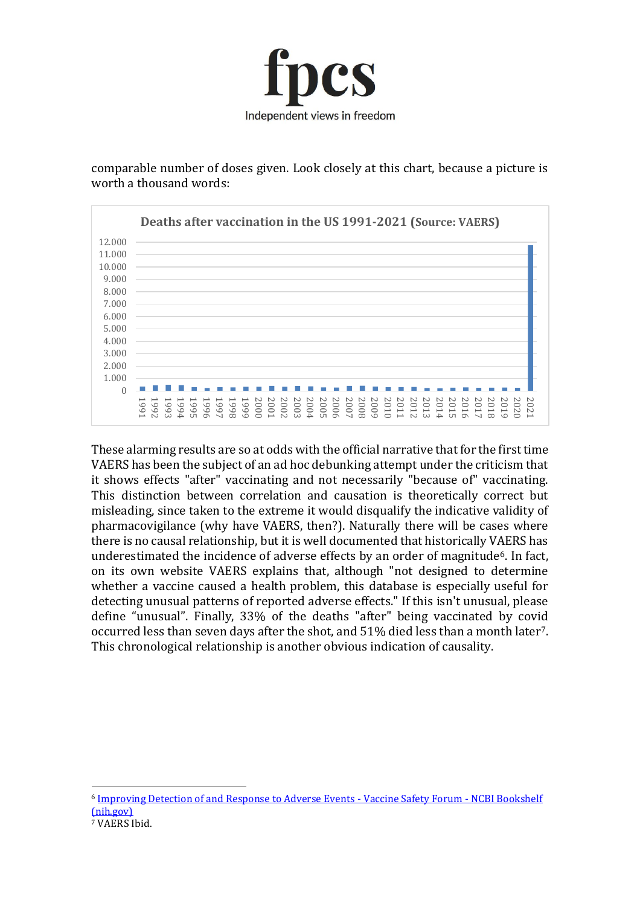comparable number of doses given. Look closely at this chart, because a picture is worth a thousand words:

**Deaths after vaccination in the US 1991-2021 (Source: VAERS)**

These alarming results are so at odds with the official narrative that for the first time VAERS has been the subject of an ad hoc debunking attempt under the criticism that it shows effects "after" vaccinating and not necessarily "because of" vaccinating. This distinction between correlation and causation is theoretically correct but misleading, since taken to the extreme it would disqualify the indicative validity of pharmacovigilance (why have VAERS, then?). Naturally there will be cases where there is no causal relationship, but it is well documented that historically VAERS has underestimated the incidence of adverse effects by an order of magnitude[6]. In fact, on its own website VAERS explains that, although "not designed to determine whether a vaccine caused a health problem, this database is especially useful for detecting unusual patterns of reported adverse effects." If this isn't unusual, please define "unusual". Finally, 33% of the deaths "after" being vaccinated by covid occurred less than seven days after the shot, and 51% died less than a month later[7]. This chronological relationship is another obvious indication of causality.

---

[6] [Improving Detection of and Response to Adverse Events - Vaccine Safety Forum - NCBI Bookshelf (nih.gov)]

[7] VAERS Ibid.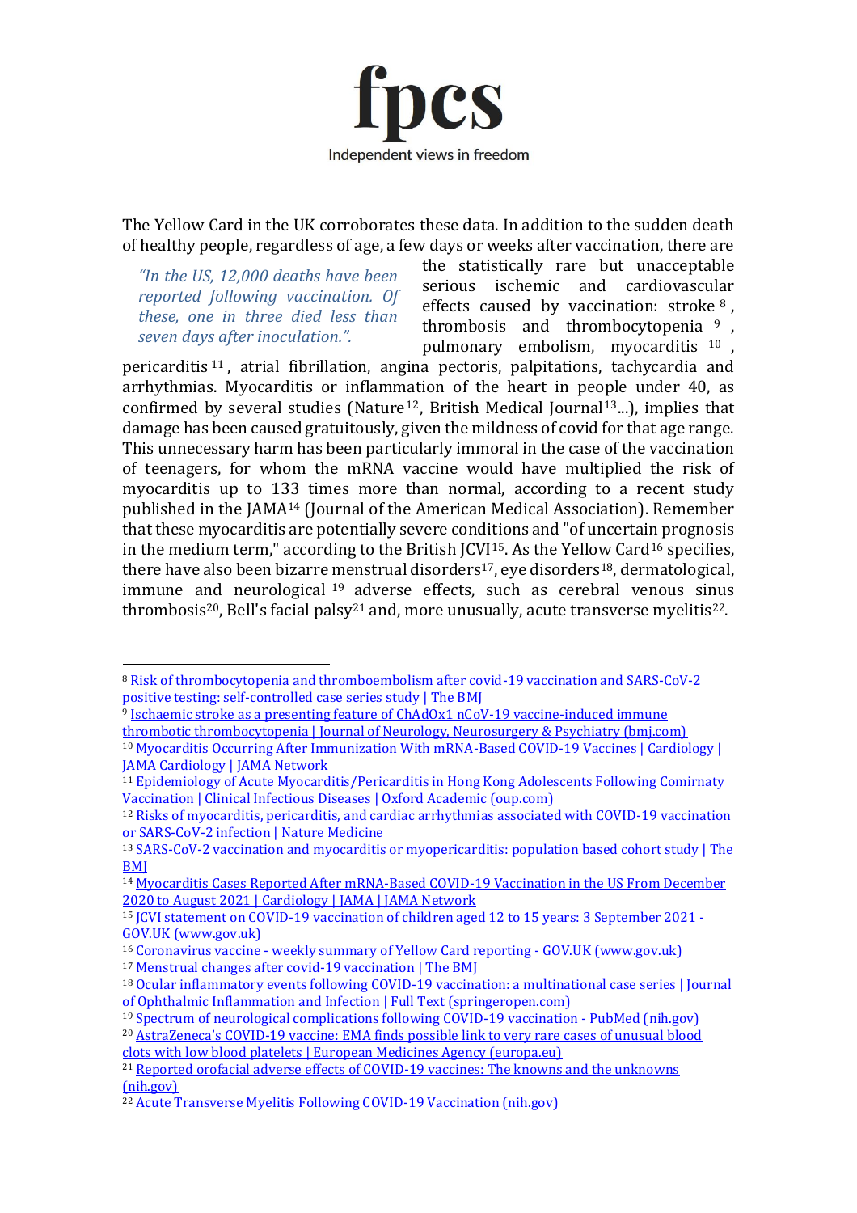The Yellow Card in the UK corroborates these data. In addition to the sudden death of healthy people, regardless of age, a few days or weeks after vaccination, there are the statistically rare but unacceptable serious ischemic and cardiovascular effects caused by vaccination: stroke[8], thrombosis and thrombocytopenia[9], pulmonary embolism, myocarditis[10], pericarditis[11], atrial fibrillation, angina pectoris, palpitations, tachycardia and arrhythmias. Myocarditis or inflammation of the heart in people under 40, as confirmed by several studies (Nature[12], British Medical Journal[13]...), implies that damage has been caused gratuitously, given the mildness of covid for that age range. This unnecessary harm has been particularly immoral in the case of the vaccination of teenagers, for whom the mRNA vaccine would have multiplied the risk of myocarditis up to 133 times more than normal, according to a recent study published in the JAMA[14] (Journal of the American Medical Association). Remember that these myocarditis are potentially severe conditions and "of uncertain prognosis in the medium term," according to the British JCVI[15]. As the Yellow Card[16] specifies, there have also been bizarre menstrual disorders[17], eye disorders[18], dermatological, immune and neurological[19] adverse effects, such as cerebral venous sinus thrombosis[20], Bell's facial palsy[21] and, more unusually, acute transverse myelitis[22].

> *"In the US, 12,000 deaths have been reported following vaccination. Of these, one in three died less than seven days after inoculation."*

---

[8] Risk of thrombocytopenia and thromboembolism after covid-19 vaccination and SARS-CoV-2 positive testing: self-controlled case series study | The BMJ

[9] Ischaemic stroke as a presenting feature of ChAdOx1 nCoV-19 vaccine-induced immune thrombotic thrombocytopenia | Journal of Neurology, Neurosurgery & Psychiatry (bmj.com)

[10] Myocarditis Occurring After Immunization With mRNA-Based COVID-19 Vaccines | Cardiology | JAMA Cardiology | JAMA Network

[11] Epidemiology of Acute Myocarditis/Pericarditis in Hong Kong Adolescents Following Comirnaty Vaccination | Clinical Infectious Diseases | Oxford Academic (oup.com)

[12] Risks of myocarditis, pericarditis, and cardiac arrhythmias associated with COVID-19 vaccination or SARS-CoV-2 infection | Nature Medicine

[13] SARS-CoV-2 vaccination and myocarditis or myopericarditis: population based cohort study | The BMJ

[14] Myocarditis Cases Reported After mRNA-Based COVID-19 Vaccination in the US From December 2020 to August 2021 | Cardiology | JAMA | JAMA Network

[15] JCVI statement on COVID-19 vaccination of children aged 12 to 15 years: 3 September 2021 - GOV.UK (www.gov.uk)

[16] Coronavirus vaccine - weekly summary of Yellow Card reporting - GOV.UK (www.gov.uk)

[17] Menstrual changes after covid-19 vaccination | The BMJ

[18] Ocular inflammatory events following COVID-19 vaccination: a multinational case series | Journal of Ophthalmic Inflammation and Infection | Full Text (springeropen.com)

[19] Spectrum of neurological complications following COVID-19 vaccination - PubMed (nih.gov)

[20] AstraZeneca's COVID-19 vaccine: EMA finds possible link to very rare cases of unusual blood clots with low blood platelets | European Medicines Agency (europa.eu)

[21] Reported orofacial adverse effects of COVID-19 vaccines: The knowns and the unknowns (nih.gov)

[22] Acute Transverse Myelitis Following COVID-19 Vaccination (nih.gov)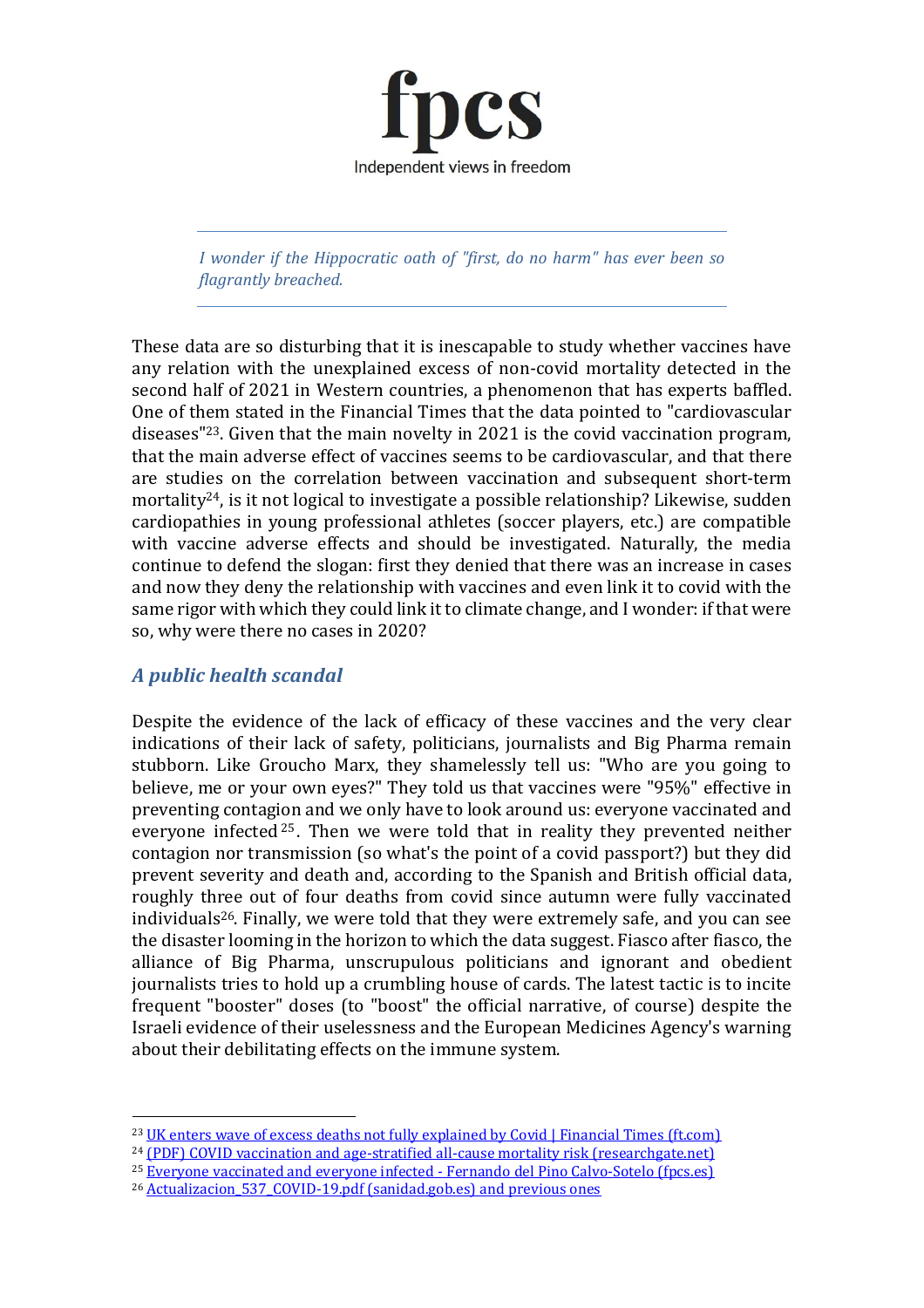*I wonder if the Hippocratic oath of "first, do no harm" has ever been so flagrantly breached.*

These data are so disturbing that it is inescapable to study whether vaccines have any relation with the unexplained excess of non-covid mortality detected in the second half of 2021 in Western countries, a phenomenon that has experts baffled. One of them stated in the Financial Times that the data pointed to "cardiovascular diseases"[23]. Given that the main novelty in 2021 is the covid vaccination program, that the main adverse effect of vaccines seems to be cardiovascular, and that there are studies on the correlation between vaccination and subsequent short-term mortality[24], is it not logical to investigate a possible relationship? Likewise, sudden cardiopathies in young professional athletes (soccer players, etc.) are compatible with vaccine adverse effects and should be investigated. Naturally, the media continue to defend the slogan: first they denied that there was an increase in cases and now they deny the relationship with vaccines and even link it to covid with the same rigor with which they could link it to climate change, and I wonder: if that were so, why were there no cases in 2020?

## *A public health scandal*

Despite the evidence of the lack of efficacy of these vaccines and the very clear indications of their lack of safety, politicians, journalists and Big Pharma remain stubborn. Like Groucho Marx, they shamelessly tell us: "Who are you going to believe, me or your own eyes?" They told us that vaccines were "95%" effective in preventing contagion and we only have to look around us: everyone vaccinated and everyone infected[25]. Then we were told that in reality they prevented neither contagion nor transmission (so what's the point of a covid passport?) but they did prevent severity and death and, according to the Spanish and British official data, roughly three out of four deaths from covid since autumn were fully vaccinated individuals[26]. Finally, we were told that they were extremely safe, and you can see the disaster looming in the horizon to which the data suggest. Fiasco after fiasco, the alliance of Big Pharma, unscrupulous politicians and ignorant and obedient journalists tries to hold up a crumbling house of cards. The latest tactic is to incite frequent "booster" doses (to "boost" the official narrative, of course) despite the Israeli evidence of their uselessness and the European Medicines Agency's warning about their debilitating effects on the immune system.

---

[23] UK enters wave of excess deaths not fully explained by Covid | Financial Times (ft.com)

[24] (PDF) COVID vaccination and age-stratified all-cause mortality risk (researchgate.net)

[25] Everyone vaccinated and everyone infected - Fernando del Pino Calvo-Sotelo (fpcs.es)

[26] Actualizacion_537_COVID-19.pdf (sanidad.gob.es) and previous ones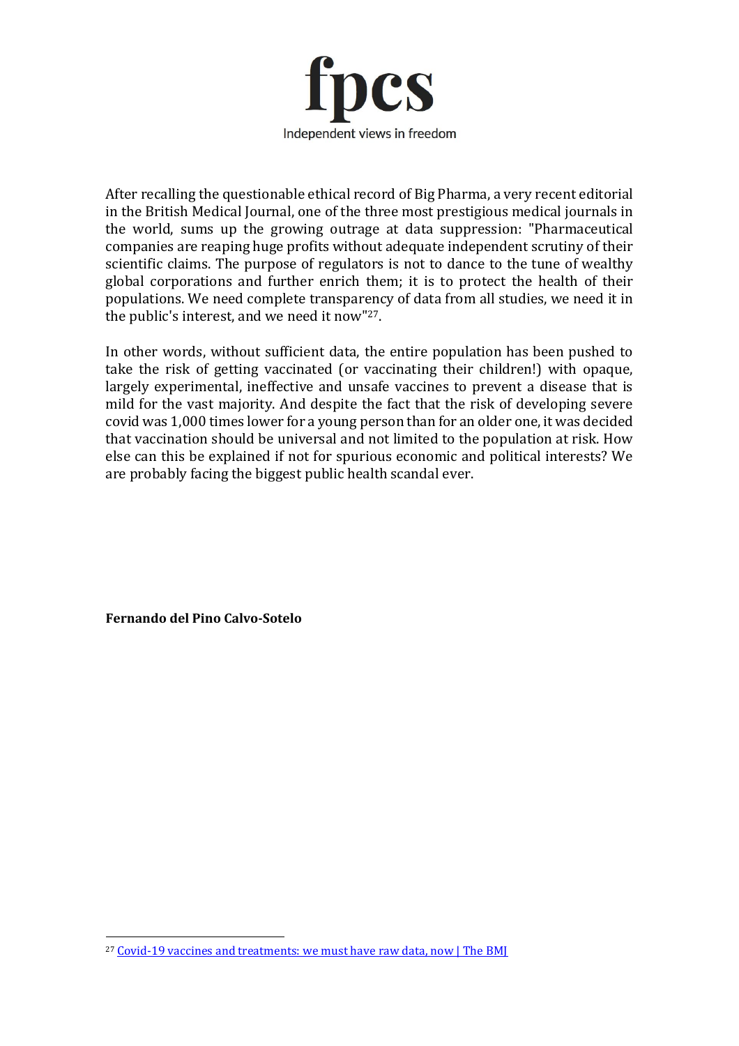After recalling the questionable ethical record of Big Pharma, a very recent editorial in the British Medical Journal, one of the three most prestigious medical journals in the world, sums up the growing outrage at data suppression: "Pharmaceutical companies are reaping huge profits without adequate independent scrutiny of their scientific claims. The purpose of regulators is not to dance to the tune of wealthy global corporations and further enrich them; it is to protect the health of their populations. We need complete transparency of data from all studies, we need it in the public's interest, and we need it now"[27].

In other words, without sufficient data, the entire population has been pushed to take the risk of getting vaccinated (or vaccinating their children!) with opaque, largely experimental, ineffective and unsafe vaccines to prevent a disease that is mild for the vast majority. And despite the fact that the risk of developing severe covid was 1,000 times lower for a young person than for an older one, it was decided that vaccination should be universal and not limited to the population at risk. How else can this be explained if not for spurious economic and political interests? We are probably facing the biggest public health scandal ever.

**Fernando del Pino Calvo-Sotelo**

---

[27] Covid-19 vaccines and treatments: we must have raw data, now | The BMJ